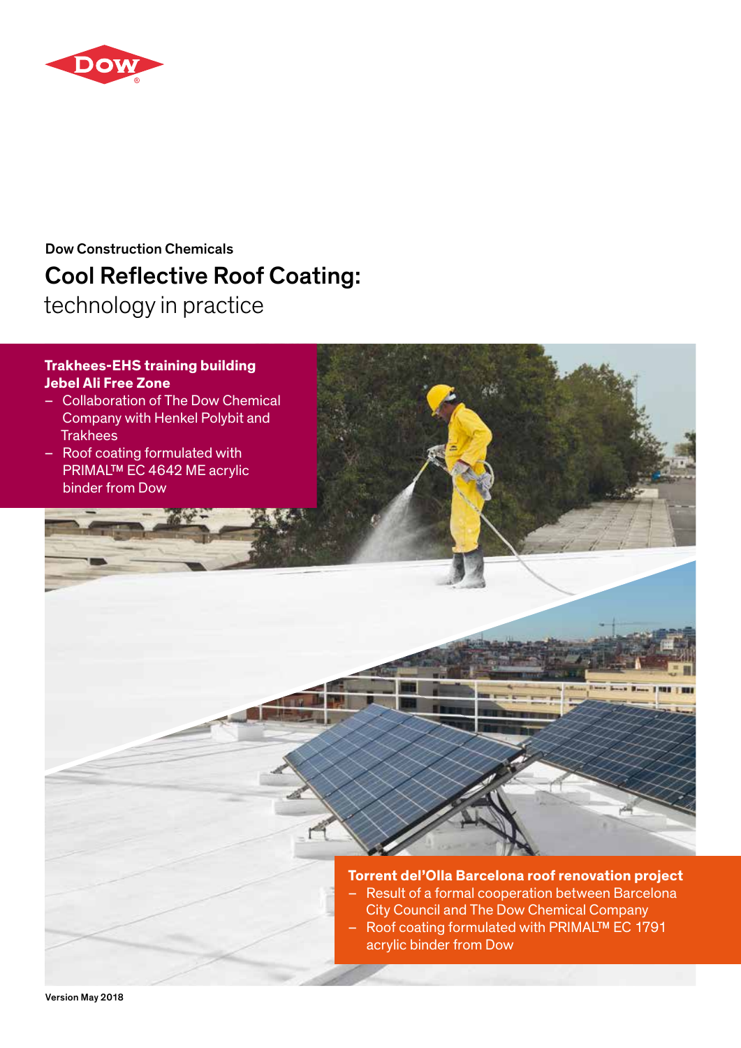Dow Construction Chemicals

# Cool Reflective Roof Coating:

## technology in practice

**Trakhees-EHS training building Jebel Ali Free Zone**

- Collaboration of The Dow Chemical Company with Henkel Polybit and Trakhees
- Roof coating formulated with PRIMAL™ EC 4642 ME acrylic binder from Dow

**Torrent del'Olla Barcelona roof renovation project**

- Result of a formal cooperation between Barcelona City Council and The Dow Chemical Company
- Roof coating formulated with PRIMAL™ EC 1791 acrylic binder from Dow

Version May 2018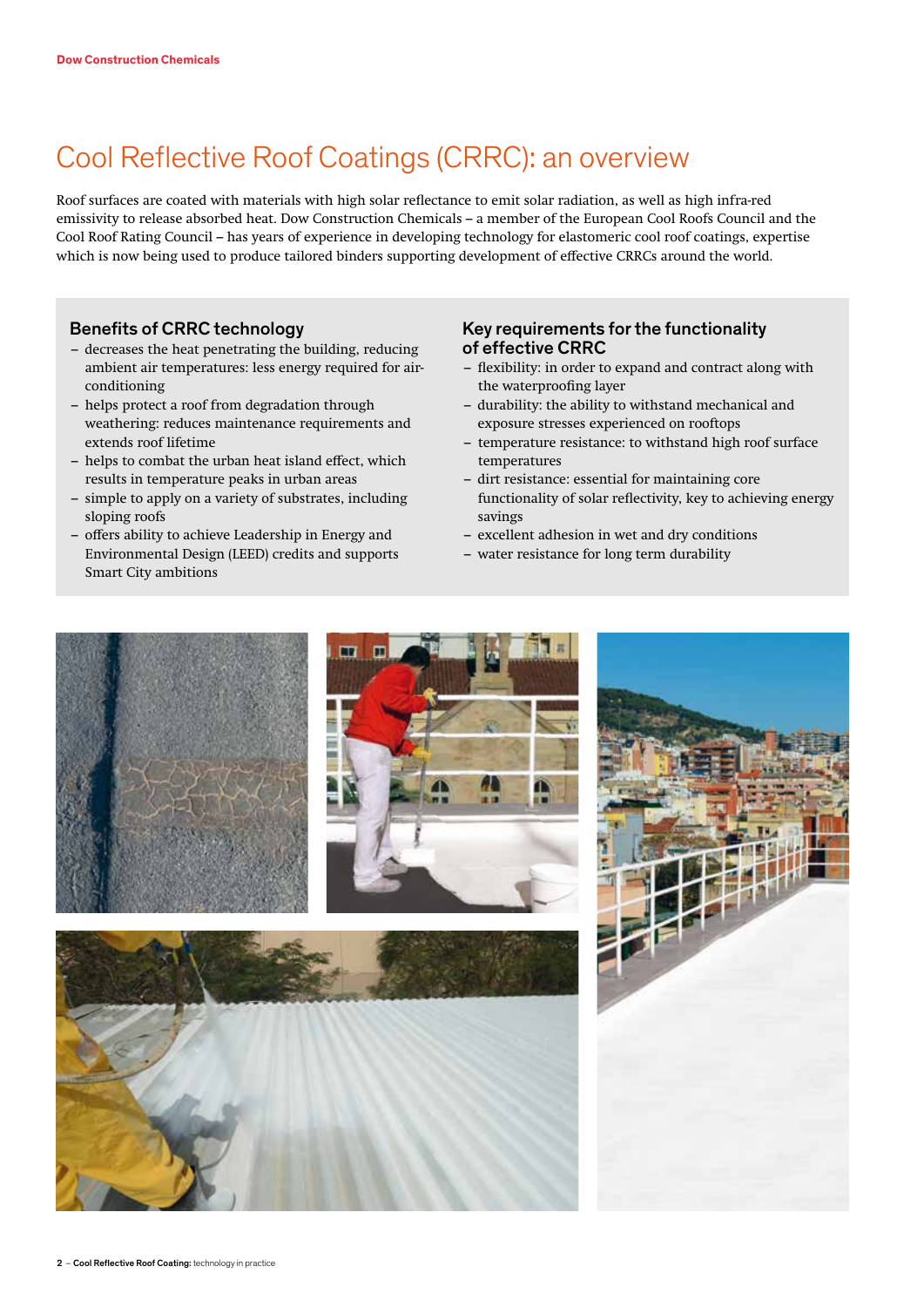# Cool Reflective Roof Coatings (CRRC): an overview

Roof surfaces are coated with materials with high solar reflectance to emit solar radiation, as well as high infra-red emissivity to release absorbed heat. Dow Construction Chemicals – a member of the European Cool Roofs Council and the Cool Roof Rating Council – has years of experience in developing technology for elastomeric cool roof coatings, expertise which is now being used to produce tailored binders supporting development of effective CRRCs around the world.

## Benefits of CRRC technology

- decreases the heat penetrating the building, reducing ambient air temperatures: less energy required for air-conditioning
- helps protect a roof from degradation through weathering: reduces maintenance requirements and extends roof lifetime
- helps to combat the urban heat island effect, which results in temperature peaks in urban areas
- simple to apply on a variety of substrates, including sloping roofs
- offers ability to achieve Leadership in Energy and Environmental Design (LEED) credits and supports Smart City ambitions

## Key requirements for the functionality of effective CRRC

- flexibility: in order to expand and contract along with the waterproofing layer
- durability: the ability to withstand mechanical and exposure stresses experienced on rooftops
- temperature resistance: to withstand high roof surface temperatures
- dirt resistance: essential for maintaining core functionality of solar reflectivity, key to achieving energy savings
- excellent adhesion in wet and dry conditions
- water resistance for long term durability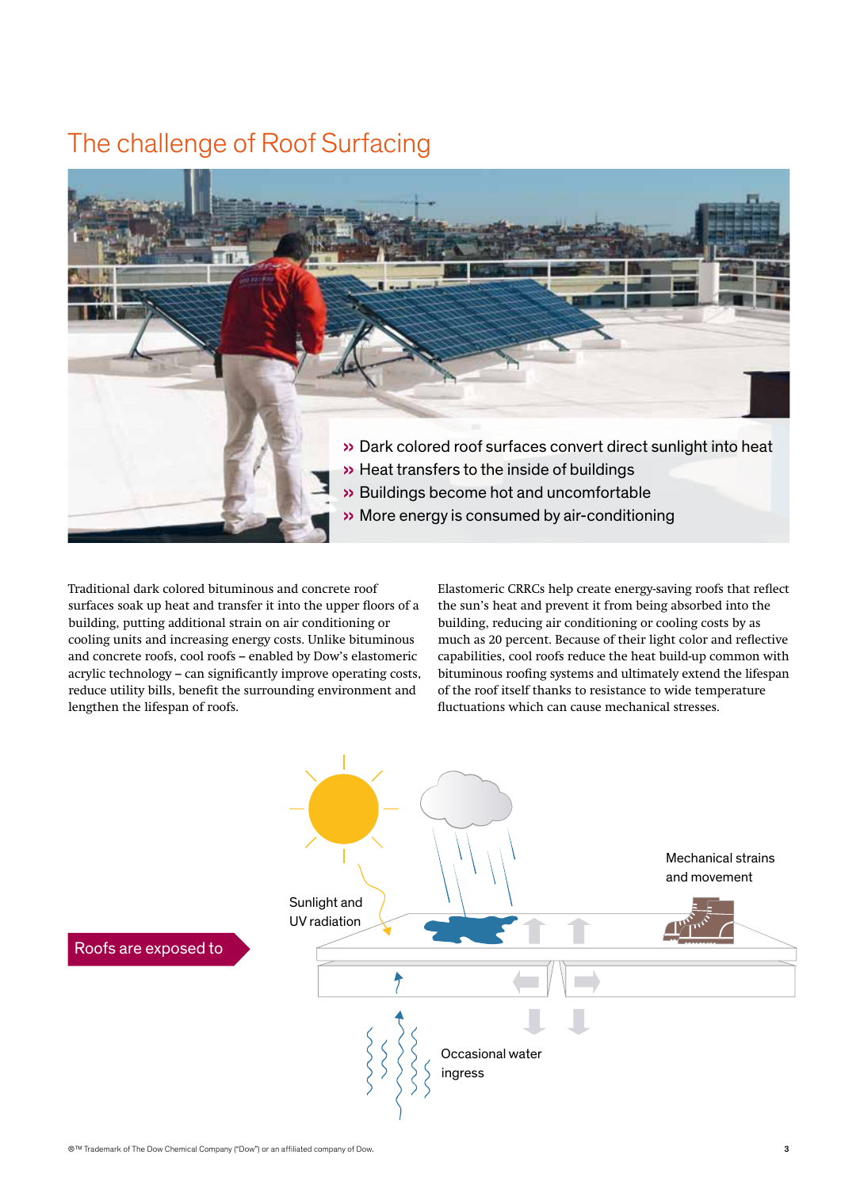# The challenge of Roof Surfacing

- » Dark colored roof surfaces convert direct sunlight into heat
- » Heat transfers to the inside of buildings
- » Buildings become hot and uncomfortable
- » More energy is consumed by air-conditioning

Traditional dark colored bituminous and concrete roof surfaces soak up heat and transfer it into the upper floors of a building, putting additional strain on air conditioning or cooling units and increasing energy costs. Unlike bituminous and concrete roofs, cool roofs – enabled by Dow's elastomeric acrylic technology – can significantly improve operating costs, reduce utility bills, benefit the surrounding environment and lengthen the lifespan of roofs.

Elastomeric CRRCs help create energy-saving roofs that reflect the sun's heat and prevent it from being absorbed into the building, reducing air conditioning or cooling costs by as much as 20 percent. Because of their light color and reflective capabilities, cool roofs reduce the heat build-up common with bituminous roofing systems and ultimately extend the lifespan of the roof itself thanks to resistance to wide temperature fluctuations which can cause mechanical stresses.

**Roofs are exposed to**

- Sunlight and UV radiation
- Mechanical strains and movement
- Occasional water ingress

®™ Trademark of The Dow Chemical Company ("Dow") or an affiliated company of Dow.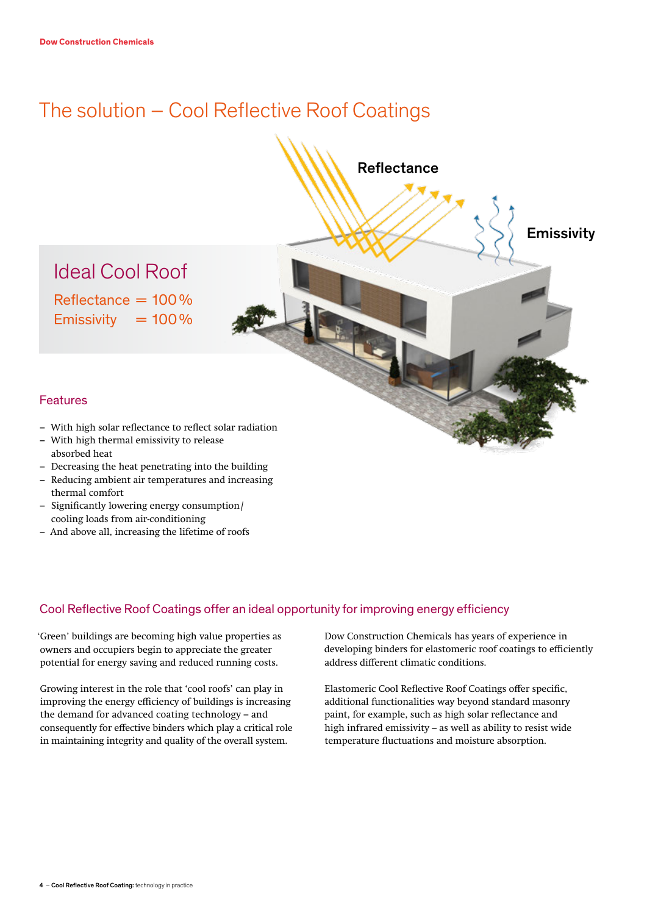# The solution – Cool Reflective Roof Coatings

Reflectance

Emissivity

## Ideal Cool Roof

Reflectance = 100 %
Emissivity = 100 %

### Features

- With high solar reflectance to reflect solar radiation
- With high thermal emissivity to release absorbed heat
- Decreasing the heat penetrating into the building
- Reducing ambient air temperatures and increasing thermal comfort
- Significantly lowering energy consumption/ cooling loads from air-conditioning
- And above all, increasing the lifetime of roofs

### Cool Reflective Roof Coatings offer an ideal opportunity for improving energy efficiency

'Green' buildings are becoming high value properties as owners and occupiers begin to appreciate the greater potential for energy saving and reduced running costs.

Growing interest in the role that 'cool roofs' can play in improving the energy efficiency of buildings is increasing the demand for advanced coating technology – and consequently for effective binders which play a critical role in maintaining integrity and quality of the overall system.

Dow Construction Chemicals has years of experience in developing binders for elastomeric roof coatings to efficiently address different climatic conditions.

Elastomeric Cool Reflective Roof Coatings offer specific, additional functionalities way beyond standard masonry paint, for example, such as high solar reflectance and high infrared emissivity – as well as ability to resist wide temperature fluctuations and moisture absorption.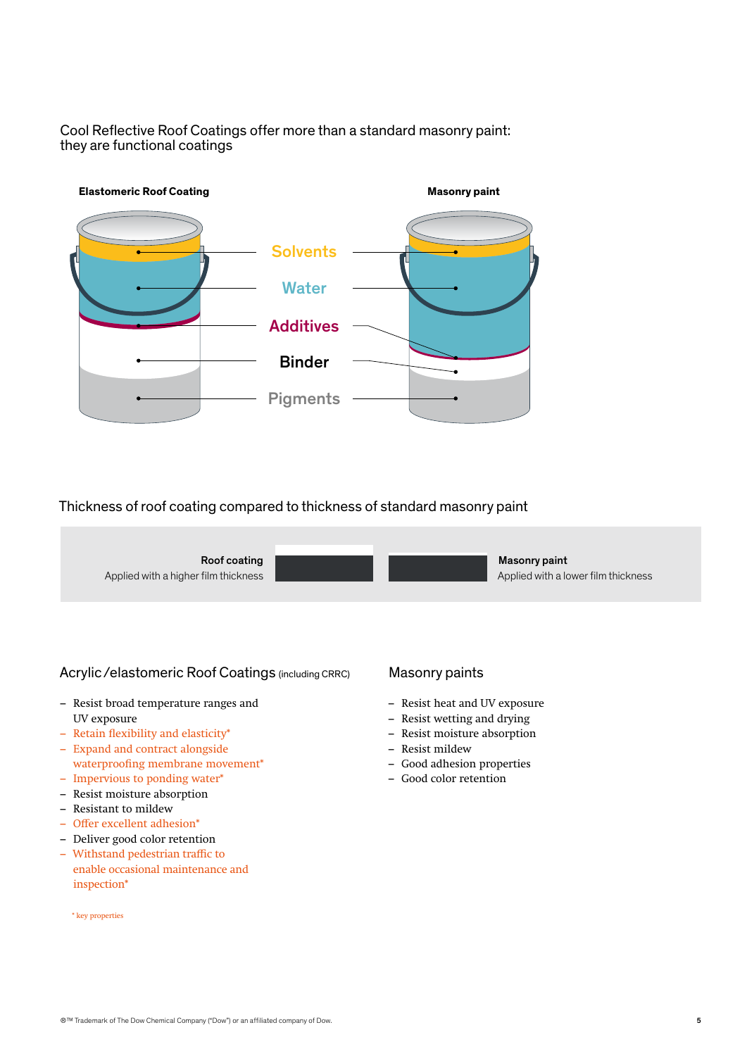Cool Reflective Roof Coatings offer more than a standard masonry paint: they are functional coatings

**Elastomeric Roof Coating** | **Masonry paint**

Solvents

Water

Additives

Binder

Pigments

Thickness of roof coating compared to thickness of standard masonry paint

**Roof coating**
Applied with a higher film thickness

**Masonry paint**
Applied with a lower film thickness

## Acrylic /elastomeric Roof Coatings (including CRRC)

- Resist broad temperature ranges and UV exposure
- Retain flexibility and elasticity*
- Expand and contract alongside waterproofing membrane movement*
- Impervious to ponding water*
- Resist moisture absorption
- Resistant to mildew
- Offer excellent adhesion*
- Deliver good color retention
- Withstand pedestrian traffic to enable occasional maintenance and inspection*

* key properties

## Masonry paints

- Resist heat and UV exposure
- Resist wetting and drying
- Resist moisture absorption
- Resist mildew
- Good adhesion properties
- Good color retention

®™ Trademark of The Dow Chemical Company ("Dow") or an affiliated company of Dow.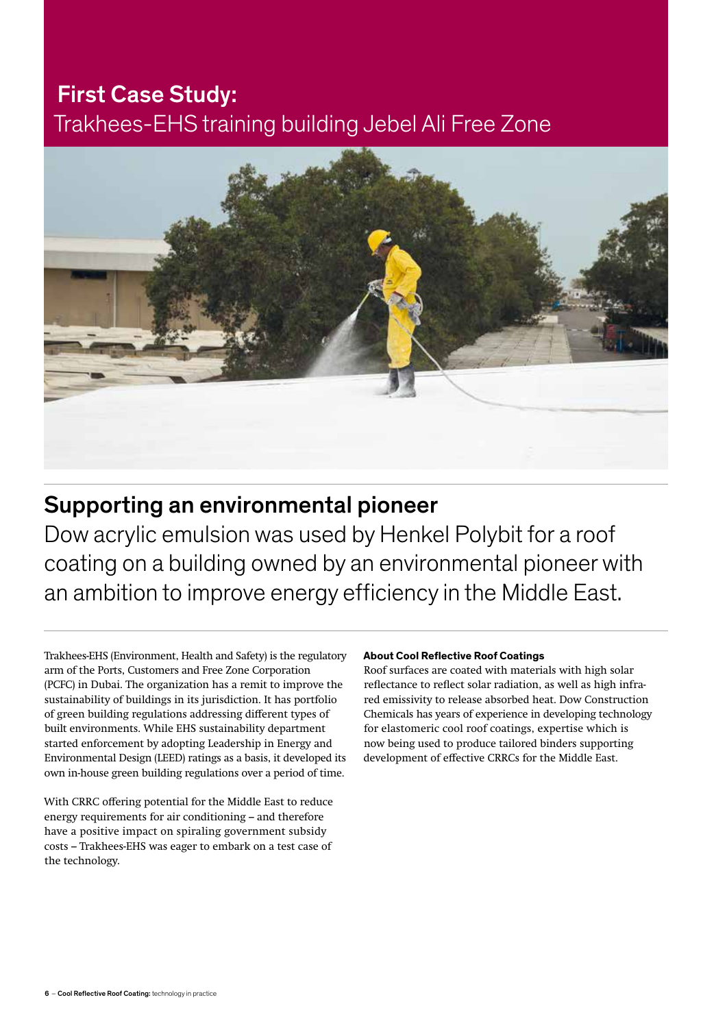# First Case Study:

Trakhees-EHS training building Jebel Ali Free Zone

## Supporting an environmental pioneer

Dow acrylic emulsion was used by Henkel Polybit for a roof coating on a building owned by an environmental pioneer with an ambition to improve energy efficiency in the Middle East.

Trakhees-EHS (Environment, Health and Safety) is the regulatory arm of the Ports, Customers and Free Zone Corporation (PCFC) in Dubai. The organization has a remit to improve the sustainability of buildings in its jurisdiction. It has portfolio of green building regulations addressing different types of built environments. While EHS sustainability department started enforcement by adopting Leadership in Energy and Environmental Design (LEED) ratings as a basis, it developed its own in-house green building regulations over a period of time.

With CRRC offering potential for the Middle East to reduce energy requirements for air conditioning – and therefore have a positive impact on spiraling government subsidy costs – Trakhees-EHS was eager to embark on a test case of the technology.

**About Cool Reflective Roof Coatings**

Roof surfaces are coated with materials with high solar reflectance to reflect solar radiation, as well as high infra-red emissivity to release absorbed heat. Dow Construction Chemicals has years of experience in developing technology for elastomeric cool roof coatings, expertise which is now being used to produce tailored binders supporting development of effective CRRCs for the Middle East.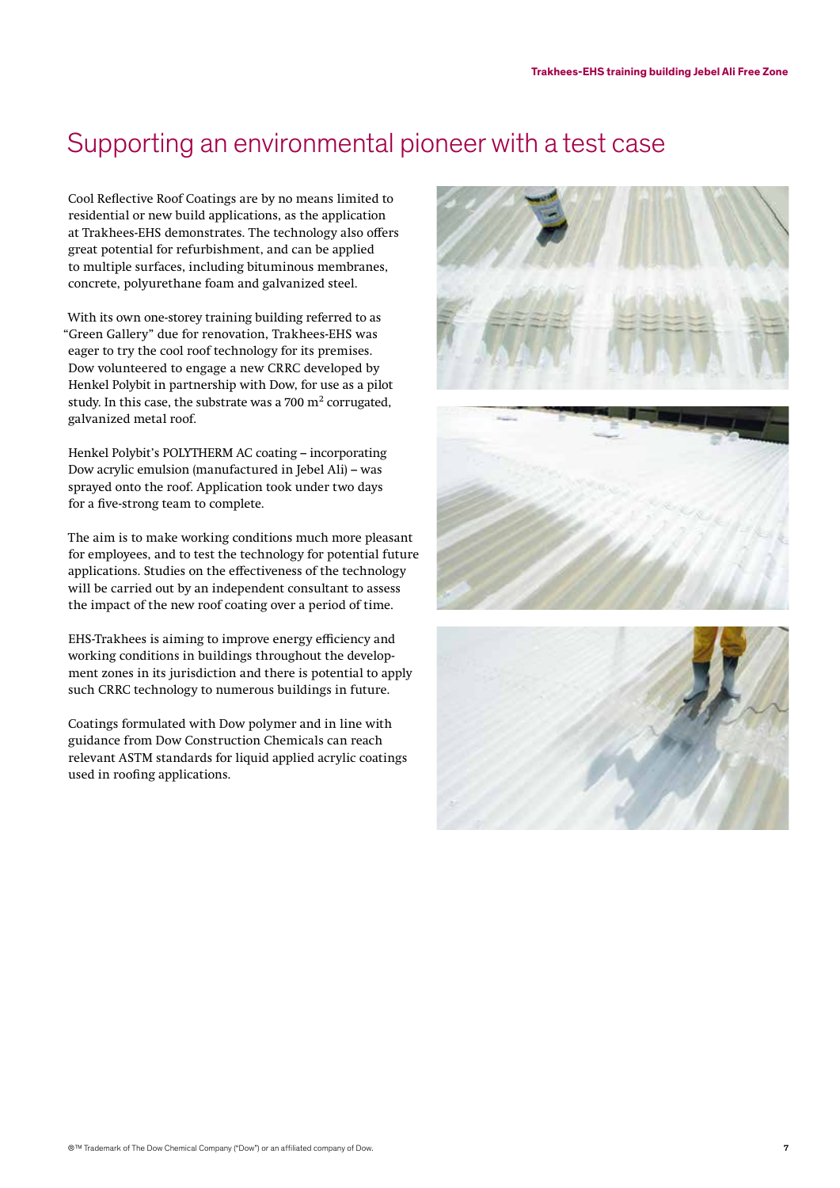# Supporting an environmental pioneer with a test case

Cool Reflective Roof Coatings are by no means limited to residential or new build applications, as the application at Trakhees-EHS demonstrates. The technology also offers great potential for refurbishment, and can be applied to multiple surfaces, including bituminous membranes, concrete, polyurethane foam and galvanized steel.

With its own one-storey training building referred to as "Green Gallery" due for renovation, Trakhees-EHS was eager to try the cool roof technology for its premises. Dow volunteered to engage a new CRRC developed by Henkel Polybit in partnership with Dow, for use as a pilot study. In this case, the substrate was a 700 $m^2$ corrugated, galvanized metal roof.

Henkel Polybit's POLYTHERM AC coating – incorporating Dow acrylic emulsion (manufactured in Jebel Ali) – was sprayed onto the roof. Application took under two days for a five-strong team to complete.

The aim is to make working conditions much more pleasant for employees, and to test the technology for potential future applications. Studies on the effectiveness of the technology will be carried out by an independent consultant to assess the impact of the new roof coating over a period of time.

EHS-Trakhees is aiming to improve energy efficiency and working conditions in buildings throughout the development zones in its jurisdiction and there is potential to apply such CRRC technology to numerous buildings in future.

Coatings formulated with Dow polymer and in line with guidance from Dow Construction Chemicals can reach relevant ASTM standards for liquid applied acrylic coatings used in roofing applications.

®™ Trademark of The Dow Chemical Company ("Dow") or an affiliated company of Dow.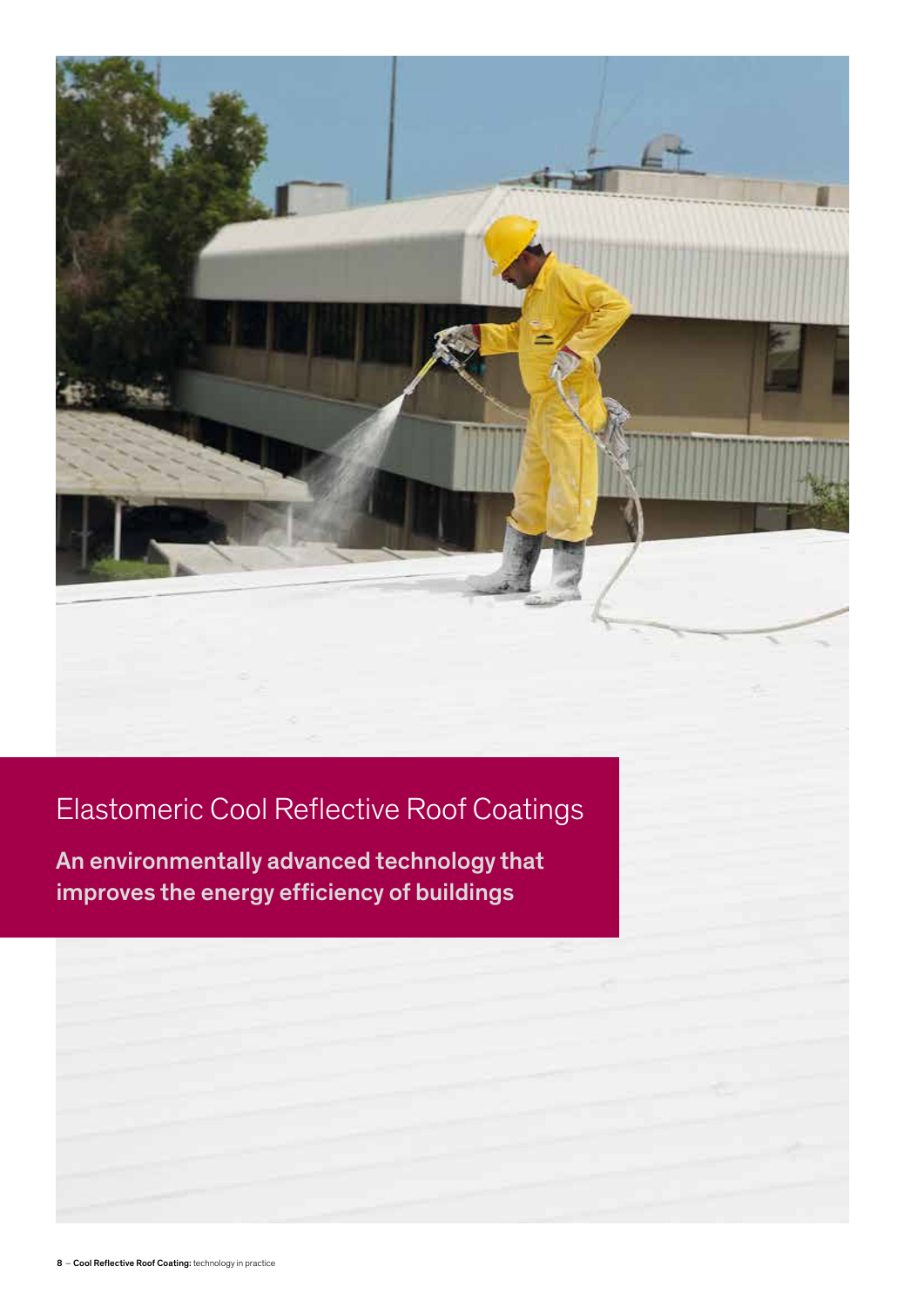# Elastomeric Cool Reflective Roof Coatings

**An environmentally advanced technology that improves the energy efficiency of buildings**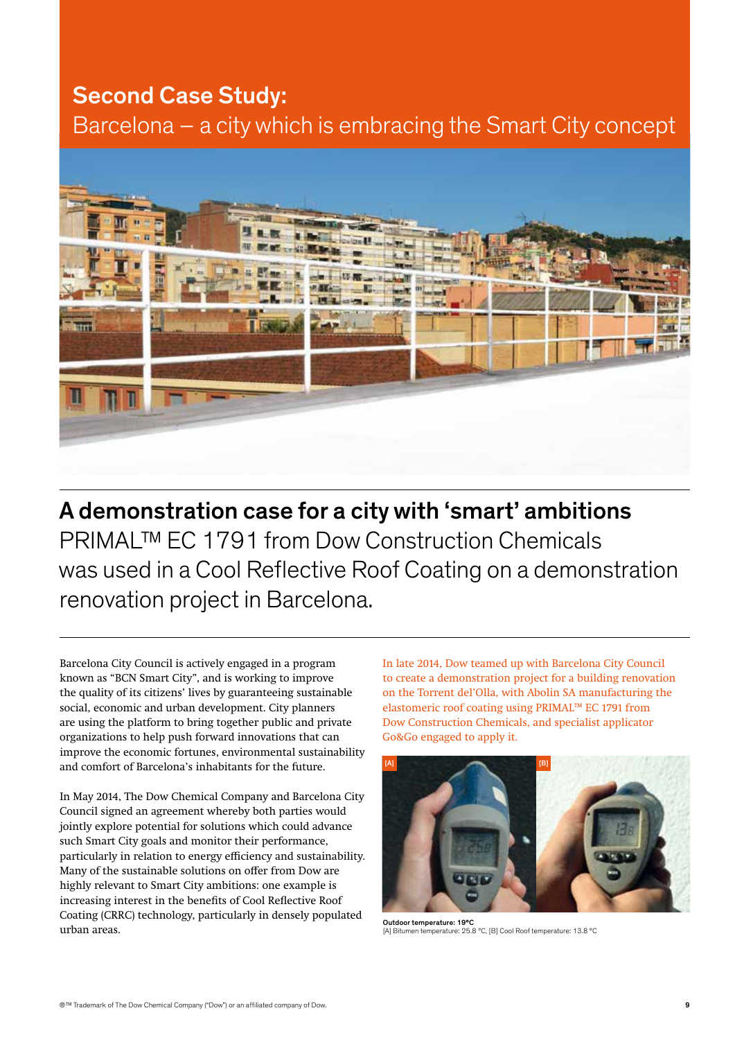## Second Case Study:

Barcelona – a city which is embracing the Smart City concept

## A demonstration case for a city with 'smart' ambitions

PRIMAL™ EC 1791 from Dow Construction Chemicals was used in a Cool Reflective Roof Coating on a demonstration renovation project in Barcelona.

Barcelona City Council is actively engaged in a program known as "BCN Smart City", and is working to improve the quality of its citizens' lives by guaranteeing sustainable social, economic and urban development. City planners are using the platform to bring together public and private organizations to help push forward innovations that can improve the economic fortunes, environmental sustainability and comfort of Barcelona's inhabitants for the future.

In May 2014, The Dow Chemical Company and Barcelona City Council signed an agreement whereby both parties would jointly explore potential for solutions which could advance such Smart City goals and monitor their performance, particularly in relation to energy efficiency and sustainability. Many of the sustainable solutions on offer from Dow are highly relevant to Smart City ambitions: one example is increasing interest in the benefits of Cool Reflective Roof Coating (CRRC) technology, particularly in densely populated urban areas.

In late 2014, Dow teamed up with Barcelona City Council to create a demonstration project for a building renovation on the Torrent del'Olla, with Abolin SA manufacturing the elastomeric roof coating using PRIMAL™ EC 1791 from Dow Construction Chemicals, and specialist applicator Go&Go engaged to apply it.

**Outdoor temperature: 19°C**
[A] Bitumen temperature: 25.8 °C, [B] Cool Roof temperature: 13.8 °C

®™ Trademark of The Dow Chemical Company ("Dow") or an affiliated company of Dow.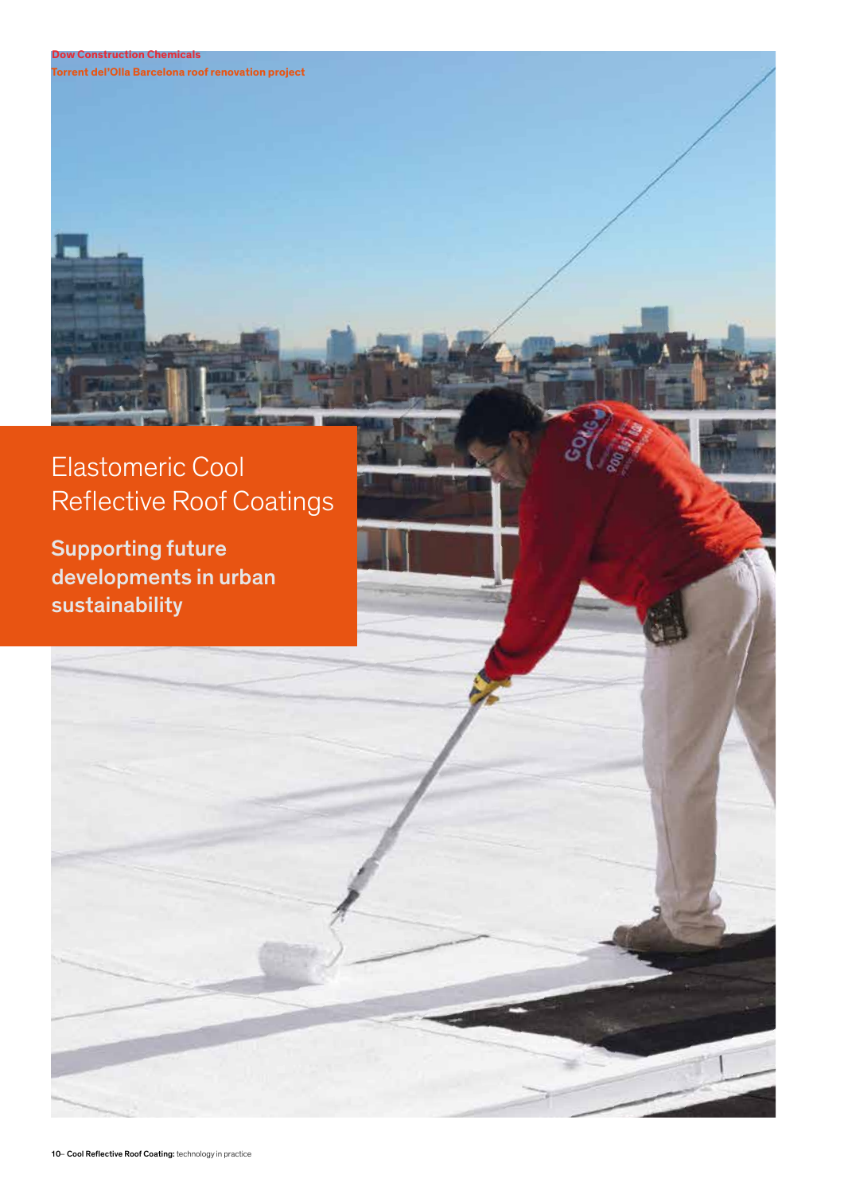Dow Construction Chemicals
Torrent del'Olla Barcelona roof renovation project

# Elastomeric Cool Reflective Roof Coatings

## Supporting future developments in urban sustainability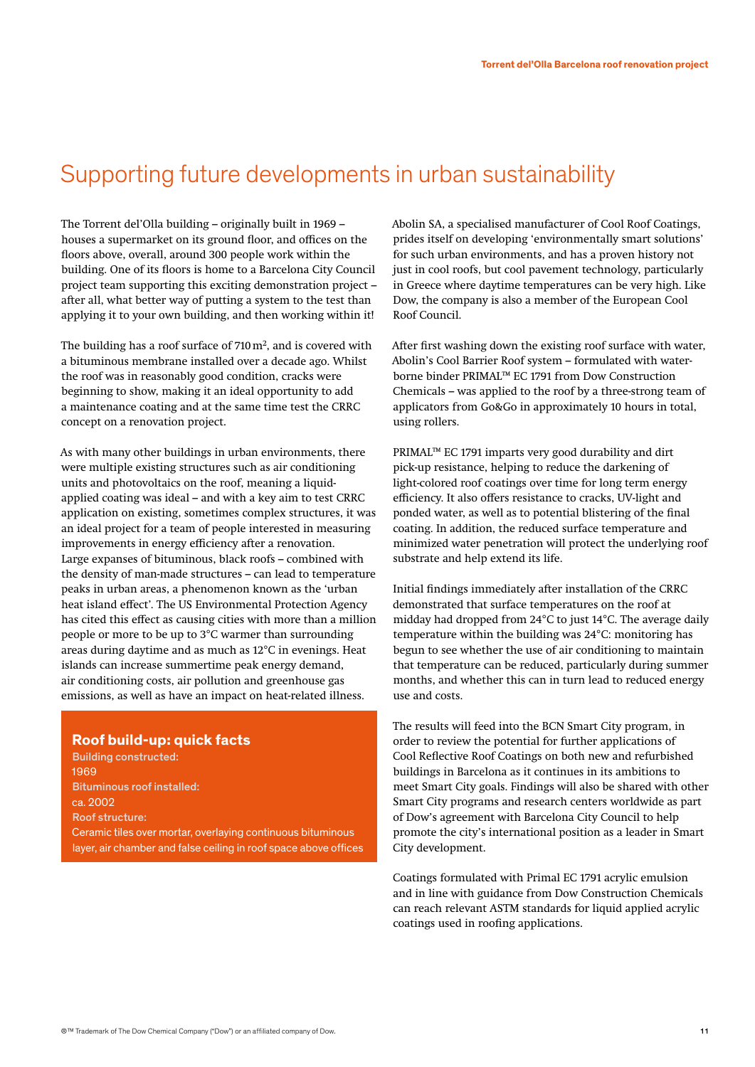# Supporting future developments in urban sustainability

The Torrent del'Olla building – originally built in 1969 – houses a supermarket on its ground floor, and offices on the floors above, overall, around 300 people work within the building. One of its floors is home to a Barcelona City Council project team supporting this exciting demonstration project – after all, what better way of putting a system to the test than applying it to your own building, and then working within it!

The building has a roof surface of 710 m², and is covered with a bituminous membrane installed over a decade ago. Whilst the roof was in reasonably good condition, cracks were beginning to show, making it an ideal opportunity to add a maintenance coating and at the same time test the CRRC concept on a renovation project.

As with many other buildings in urban environments, there were multiple existing structures such as air conditioning units and photovoltaics on the roof, meaning a liquid-applied coating was ideal – and with a key aim to test CRRC application on existing, sometimes complex structures, it was an ideal project for a team of people interested in measuring improvements in energy efficiency after a renovation. Large expanses of bituminous, black roofs – combined with the density of man-made structures – can lead to temperature peaks in urban areas, a phenomenon known as the 'urban heat island effect'. The US Environmental Protection Agency has cited this effect as causing cities with more than a million people or more to be up to 3°C warmer than surrounding areas during daytime and as much as 12°C in evenings. Heat islands can increase summertime peak energy demand, air conditioning costs, air pollution and greenhouse gas emissions, as well as have an impact on heat-related illness.

## Roof build-up: quick facts

**Building constructed:**
1969

**Bituminous roof installed:**
ca. 2002

**Roof structure:**
Ceramic tiles over mortar, overlaying continuous bituminous layer, air chamber and false ceiling in roof space above offices

Abolin SA, a specialised manufacturer of Cool Roof Coatings, prides itself on developing 'environmentally smart solutions' for such urban environments, and has a proven history not just in cool roofs, but cool pavement technology, particularly in Greece where daytime temperatures can be very high. Like Dow, the company is also a member of the European Cool Roof Council.

After first washing down the existing roof surface with water, Abolin's Cool Barrier Roof system – formulated with water-borne binder PRIMAL™ EC 1791 from Dow Construction Chemicals – was applied to the roof by a three-strong team of applicators from Go&Go in approximately 10 hours in total, using rollers.

PRIMAL™ EC 1791 imparts very good durability and dirt pick-up resistance, helping to reduce the darkening of light-colored roof coatings over time for long term energy efficiency. It also offers resistance to cracks, UV-light and ponded water, as well as to potential blistering of the final coating. In addition, the reduced surface temperature and minimized water penetration will protect the underlying roof substrate and help extend its life.

Initial findings immediately after installation of the CRRC demonstrated that surface temperatures on the roof at midday had dropped from 24°C to just 14°C. The average daily temperature within the building was 24°C: monitoring has begun to see whether the use of air conditioning to maintain that temperature can be reduced, particularly during summer months, and whether this can in turn lead to reduced energy use and costs.

The results will feed into the BCN Smart City program, in order to review the potential for further applications of Cool Reflective Roof Coatings on both new and refurbished buildings in Barcelona as it continues in its ambitions to meet Smart City goals. Findings will also be shared with other Smart City programs and research centers worldwide as part of Dow's agreement with Barcelona City Council to help promote the city's international position as a leader in Smart City development.

Coatings formulated with Primal EC 1791 acrylic emulsion and in line with guidance from Dow Construction Chemicals can reach relevant ASTM standards for liquid applied acrylic coatings used in roofing applications.

®™ Trademark of The Dow Chemical Company ("Dow") or an affiliated company of Dow.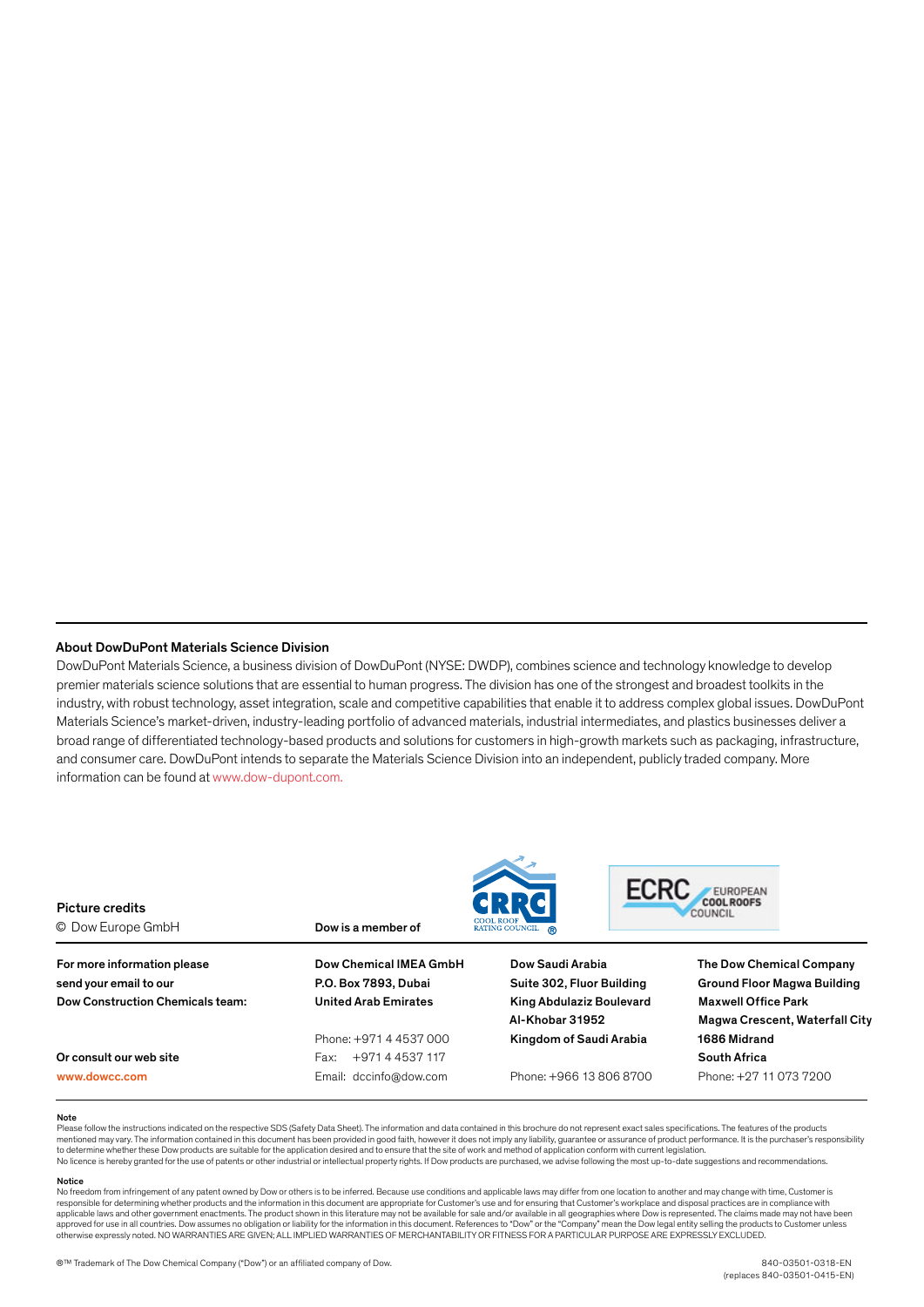## About DowDuPont Materials Science Division

DowDuPont Materials Science, a business division of DowDuPont (NYSE: DWDP), combines science and technology knowledge to develop premier materials science solutions that are essential to human progress. The division has one of the strongest and broadest toolkits in the industry, with robust technology, asset integration, scale and competitive capabilities that enable it to address complex global issues. DowDuPont Materials Science's market-driven, industry-leading portfolio of advanced materials, industrial intermediates, and plastics businesses deliver a broad range of differentiated technology-based products and solutions for customers in high-growth markets such as packaging, infrastructure, and consumer care. DowDuPont intends to separate the Materials Science Division into an independent, publicly traded company. More information can be found at www.dow-dupont.com.

**Picture credits**
© Dow Europe GmbH

**Dow is a member of** CRRC (Cool Roof Rating Council) and ECRC (European Cool Roofs Council)

**For more information please send your email to our Dow Construction Chemicals team:**

**Or consult our web site**
www.dowcc.com

**Dow Chemical IMEA GmbH**
**P.O. Box 7893, Dubai**
**United Arab Emirates**

Phone: +971 4 4537 000
Fax: +971 4 4537 117
Email: dccinfo@dow.com

**Dow Saudi Arabia**
**Suite 302, Fluor Building**
**King Abdulaziz Boulevard**
**Al-Khobar 31952**
**Kingdom of Saudi Arabia**

Phone: +966 13 806 8700

**The Dow Chemical Company**
**Ground Floor Magwa Building**
**Maxwell Office Park**
**Magwa Crescent, Waterfall City**
**1686 Midrand**
**South Africa**

Phone: +27 11 073 7200

**Note**
Please follow the instructions indicated on the respective SDS (Safety Data Sheet). The information and data contained in this brochure do not represent exact sales specifications. The features of the products mentioned may vary. The information contained in this document has been provided in good faith, however it does not imply any liability, guarantee or assurance of product performance. It is the purchaser's responsibility to determine whether these Dow products are suitable for the application desired and to ensure that the site of work and method of application conform with current legislation.
No licence is hereby granted for the use of patents or other industrial or intellectual property rights. If Dow products are purchased, we advise following the most up-to-date suggestions and recommendations.

**Notice**
No freedom from infringement of any patent owned by Dow or others is to be inferred. Because use conditions and applicable laws may differ from one location to another and may change with time, Customer is responsible for determining whether products and the information in this document are appropriate for Customer's use and for ensuring that Customer's workplace and disposal practices are in compliance with applicable laws and other government enactments. The product shown in this literature may not be available for sale and/or available in all geographies where Dow is represented. The claims made may not have been approved for use in all countries. Dow assumes no obligation or liability for the information in this document. References to "Dow" or the "Company" mean the Dow legal entity selling the products to Customer unless otherwise expressly noted. NO WARRANTIES ARE GIVEN; ALL IMPLIED WARRANTIES OF MERCHANTABILITY OR FITNESS FOR A PARTICULAR PURPOSE ARE EXPRESSLY EXCLUDED.

®™ Trademark of The Dow Chemical Company ("Dow") or an affiliated company of Dow.

840-03501-0318-EN
(replaces 840-03501-0415-EN)